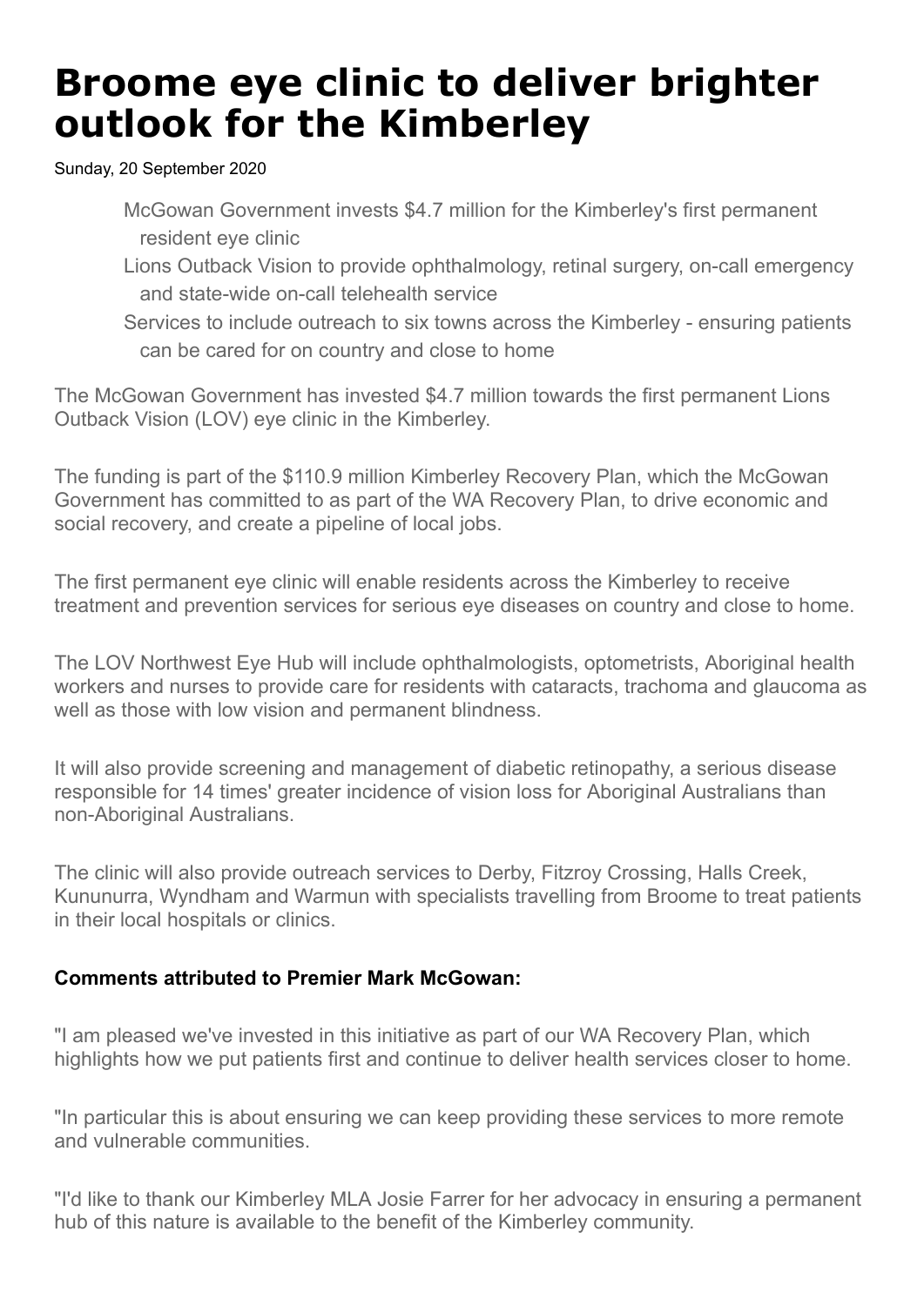# Broome eye clinic to deliver brighter outlook for the Kimberley

Sunday, 20 September 2020

- McGowan Government invests $4.7 million for the Kimberley's first permanent resident eye clinic
- Lions Outback Vision to provide ophthalmology, retinal surgery, on-call emergency and state-wide on-call telehealth service
- Services to include outreach to six towns across the Kimberley - ensuring patients can be cared for on country and close to home

The McGowan Government has invested $4.7 million towards the first permanent Lions Outback Vision (LOV) eye clinic in the Kimberley.

The funding is part of the $110.9 million Kimberley Recovery Plan, which the McGowan Government has committed to as part of the WA Recovery Plan, to drive economic and social recovery, and create a pipeline of local jobs.

The first permanent eye clinic will enable residents across the Kimberley to receive treatment and prevention services for serious eye diseases on country and close to home.

The LOV Northwest Eye Hub will include ophthalmologists, optometrists, Aboriginal health workers and nurses to provide care for residents with cataracts, trachoma and glaucoma as well as those with low vision and permanent blindness.

It will also provide screening and management of diabetic retinopathy, a serious disease responsible for 14 times' greater incidence of vision loss for Aboriginal Australians than non-Aboriginal Australians.

The clinic will also provide outreach services to Derby, Fitzroy Crossing, Halls Creek, Kununurra, Wyndham and Warmun with specialists travelling from Broome to treat patients in their local hospitals or clinics.

**Comments attributed to Premier Mark McGowan:**

"I am pleased we've invested in this initiative as part of our WA Recovery Plan, which highlights how we put patients first and continue to deliver health services closer to home.

"In particular this is about ensuring we can keep providing these services to more remote and vulnerable communities.

"I'd like to thank our Kimberley MLA Josie Farrer for her advocacy in ensuring a permanent hub of this nature is available to the benefit of the Kimberley community.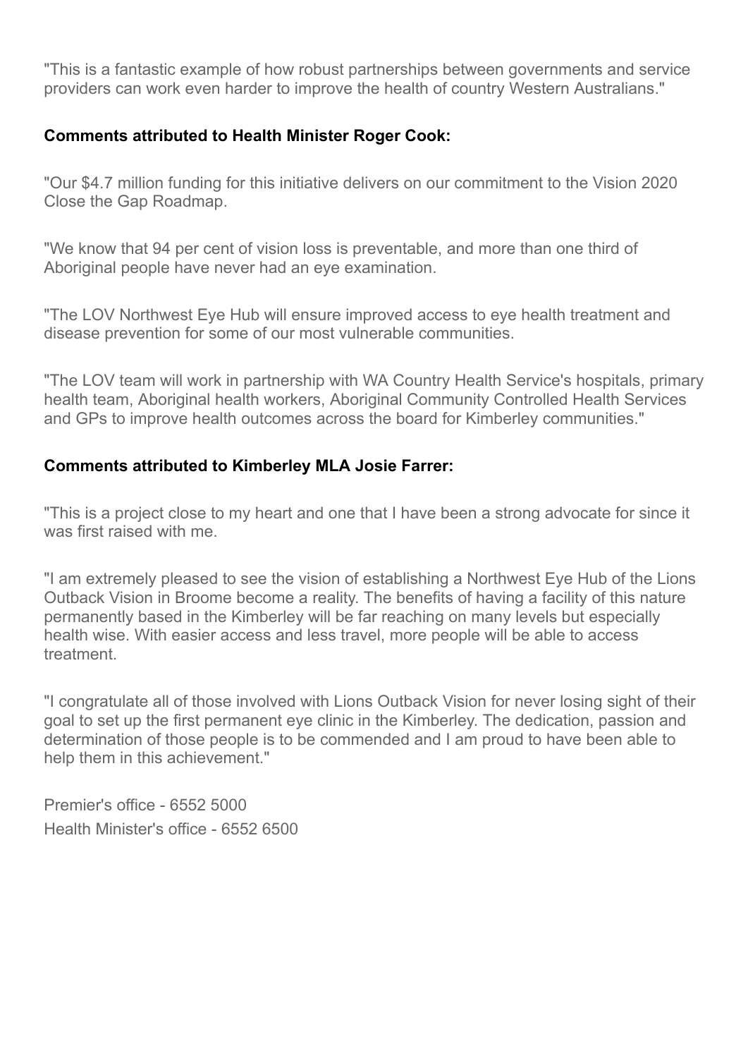"This is a fantastic example of how robust partnerships between governments and service providers can work even harder to improve the health of country Western Australians."

**Comments attributed to Health Minister Roger Cook:**

"Our $4.7 million funding for this initiative delivers on our commitment to the Vision 2020 Close the Gap Roadmap.

"We know that 94 per cent of vision loss is preventable, and more than one third of Aboriginal people have never had an eye examination.

"The LOV Northwest Eye Hub will ensure improved access to eye health treatment and disease prevention for some of our most vulnerable communities.

"The LOV team will work in partnership with WA Country Health Service's hospitals, primary health team, Aboriginal health workers, Aboriginal Community Controlled Health Services and GPs to improve health outcomes across the board for Kimberley communities."

**Comments attributed to Kimberley MLA Josie Farrer:**

"This is a project close to my heart and one that I have been a strong advocate for since it was first raised with me.

"I am extremely pleased to see the vision of establishing a Northwest Eye Hub of the Lions Outback Vision in Broome become a reality. The benefits of having a facility of this nature permanently based in the Kimberley will be far reaching on many levels but especially health wise. With easier access and less travel, more people will be able to access treatment.

"I congratulate all of those involved with Lions Outback Vision for never losing sight of their goal to set up the first permanent eye clinic in the Kimberley. The dedication, passion and determination of those people is to be commended and I am proud to have been able to help them in this achievement."

Premier's office - 6552 5000
Health Minister's office - 6552 6500